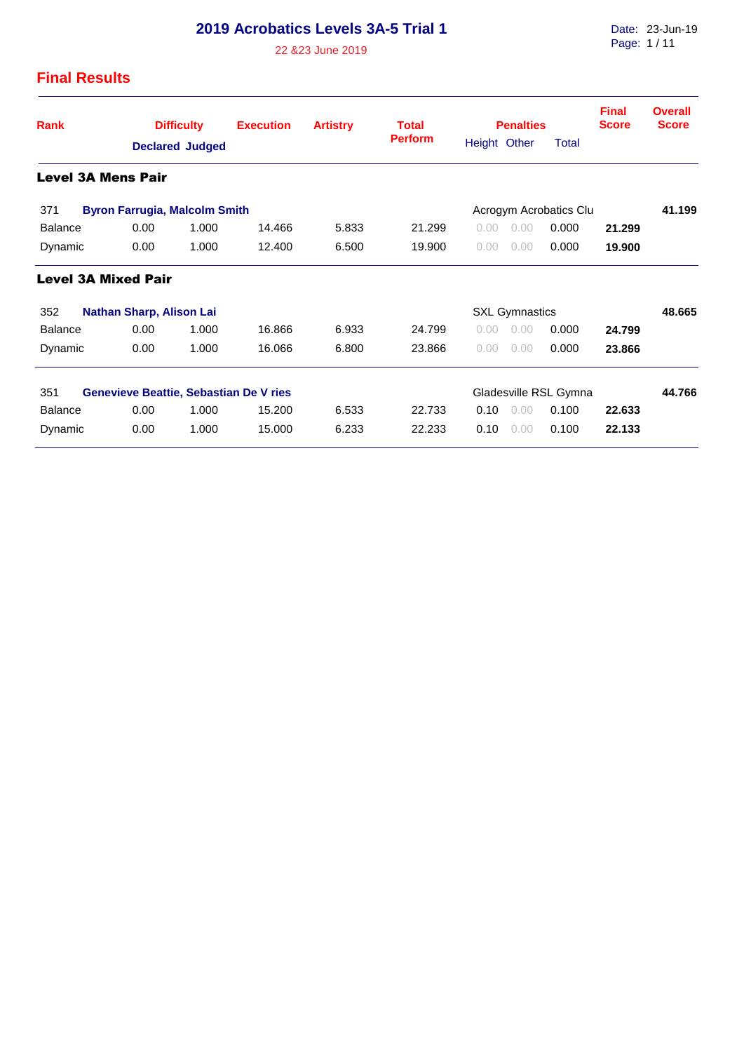# 2019 Acrobatics Levels 3A-5 Trial 1

22 &23 June 2019

Date: 23-Jun-19

## Final Results

| Rank | Difficulty Declared | Difficulty Judged | Execution | Artistry | Total Perform | Penalties Height | Penalties Other | Penalties Total | Final Score | Overall Score |
|---|---|---|---|---|---|---|---|---|---|---|
| **Level 3A Mens Pair** | | | | | | | | | | |
| 371 | **Byron Farrugia, Malcolm Smith** | | | | | Acrogym Acrobatics Clu | | | | **41.199** |
| Balance | 0.00 | 1.000 | 14.466 | 5.833 | 21.299 | 0.00 | 0.00 | 0.000 | **21.299** | |
| Dynamic | 0.00 | 1.000 | 12.400 | 6.500 | 19.900 | 0.00 | 0.00 | 0.000 | **19.900** | |
| **Level 3A Mixed Pair** | | | | | | | | | | |
| 352 | **Nathan Sharp, Alison Lai** | | | | | SXL Gymnastics | | | | **48.665** |
| Balance | 0.00 | 1.000 | 16.866 | 6.933 | 24.799 | 0.00 | 0.00 | 0.000 | **24.799** | |
| Dynamic | 0.00 | 1.000 | 16.066 | 6.800 | 23.866 | 0.00 | 0.00 | 0.000 | **23.866** | |
| 351 | **Genevieve Beattie, Sebastian De V ries** | | | | | Gladesville RSL Gymna | | | | **44.766** |
| Balance | 0.00 | 1.000 | 15.200 | 6.533 | 22.733 | 0.10 | 0.00 | 0.100 | **22.633** | |
| Dynamic | 0.00 | 1.000 | 15.000 | 6.233 | 22.233 | 0.10 | 0.00 | 0.100 | **22.133** | |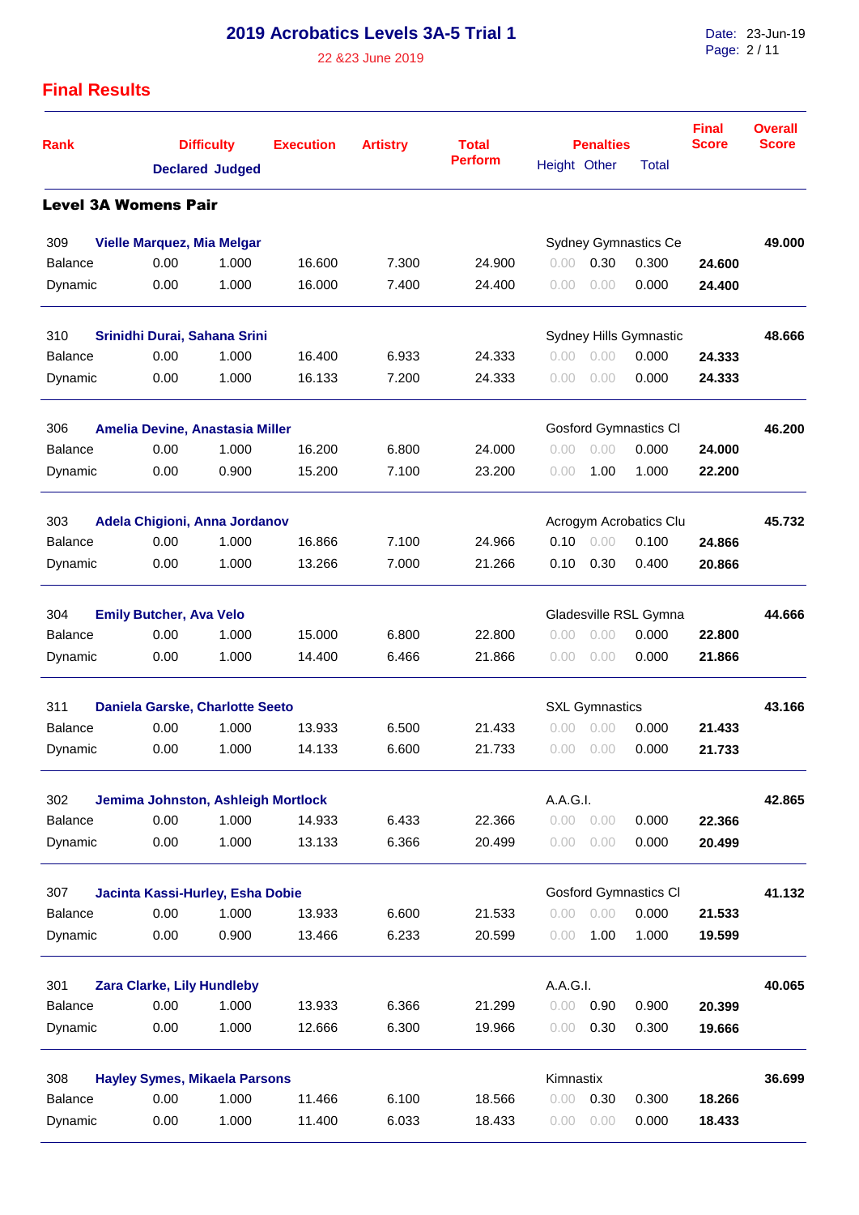# 2019 Acrobatics Levels 3A-5 Trial 1

22 &23 June 2019

Date: 23-Jun-19

## Final Results

| Rank | | Difficulty | | Execution | Artistry | Total Perform | Penalties | | | Final Score | Overall Score |
|---|---|---|---|---|---|---|---|---|---|---|---|
| | | Declared | Judged | | | | Height | Other | Total | | |

### Level 3A Womens Pair

| Rank | | Declared | Judged | Execution | Artistry | Total Perform | Height | Other | Total | Final Score | Overall Score |
|---|---|---|---|---|---|---|---|---|---|---|---|
| 309 | **Vielle Marquez, Mia Melgar** | | | | | | Sydney Gymnastics Ce | | | | **49.000** |
| Balance | | 0.00 | 1.000 | 16.600 | 7.300 | 24.900 | 0.00 | 0.30 | 0.300 | **24.600** | |
| Dynamic | | 0.00 | 1.000 | 16.000 | 7.400 | 24.400 | 0.00 | 0.00 | 0.000 | **24.400** | |
| 310 | **Srinidhi Durai, Sahana Srini** | | | | | | Sydney Hills Gymnastic | | | | **48.666** |
| Balance | | 0.00 | 1.000 | 16.400 | 6.933 | 24.333 | 0.00 | 0.00 | 0.000 | **24.333** | |
| Dynamic | | 0.00 | 1.000 | 16.133 | 7.200 | 24.333 | 0.00 | 0.00 | 0.000 | **24.333** | |
| 306 | **Amelia Devine, Anastasia Miller** | | | | | | Gosford Gymnastics Cl | | | | **46.200** |
| Balance | | 0.00 | 1.000 | 16.200 | 6.800 | 24.000 | 0.00 | 0.00 | 0.000 | **24.000** | |
| Dynamic | | 0.00 | 0.900 | 15.200 | 7.100 | 23.200 | 0.00 | 1.00 | 1.000 | **22.200** | |
| 303 | **Adela Chigioni, Anna Jordanov** | | | | | | Acrogym Acrobatics Clu | | | | **45.732** |
| Balance | | 0.00 | 1.000 | 16.866 | 7.100 | 24.966 | 0.10 | 0.00 | 0.100 | **24.866** | |
| Dynamic | | 0.00 | 1.000 | 13.266 | 7.000 | 21.266 | 0.10 | 0.30 | 0.400 | **20.866** | |
| 304 | **Emily Butcher, Ava Velo** | | | | | | Gladesville RSL Gymna | | | | **44.666** |
| Balance | | 0.00 | 1.000 | 15.000 | 6.800 | 22.800 | 0.00 | 0.00 | 0.000 | **22.800** | |
| Dynamic | | 0.00 | 1.000 | 14.400 | 6.466 | 21.866 | 0.00 | 0.00 | 0.000 | **21.866** | |
| 311 | **Daniela Garske, Charlotte Seeto** | | | | | | SXL Gymnastics | | | | **43.166** |
| Balance | | 0.00 | 1.000 | 13.933 | 6.500 | 21.433 | 0.00 | 0.00 | 0.000 | **21.433** | |
| Dynamic | | 0.00 | 1.000 | 14.133 | 6.600 | 21.733 | 0.00 | 0.00 | 0.000 | **21.733** | |
| 302 | **Jemima Johnston, Ashleigh Mortlock** | | | | | | A.A.G.I. | | | | **42.865** |
| Balance | | 0.00 | 1.000 | 14.933 | 6.433 | 22.366 | 0.00 | 0.00 | 0.000 | **22.366** | |
| Dynamic | | 0.00 | 1.000 | 13.133 | 6.366 | 20.499 | 0.00 | 0.00 | 0.000 | **20.499** | |
| 307 | **Jacinta Kassi-Hurley, Esha Dobie** | | | | | | Gosford Gymnastics Cl | | | | **41.132** |
| Balance | | 0.00 | 1.000 | 13.933 | 6.600 | 21.533 | 0.00 | 0.00 | 0.000 | **21.533** | |
| Dynamic | | 0.00 | 0.900 | 13.466 | 6.233 | 20.599 | 0.00 | 1.00 | 1.000 | **19.599** | |
| 301 | **Zara Clarke, Lily Hundleby** | | | | | | A.A.G.I. | | | | **40.065** |
| Balance | | 0.00 | 1.000 | 13.933 | 6.366 | 21.299 | 0.00 | 0.90 | 0.900 | **20.399** | |
| Dynamic | | 0.00 | 1.000 | 12.666 | 6.300 | 19.966 | 0.00 | 0.30 | 0.300 | **19.666** | |
| 308 | **Hayley Symes, Mikaela Parsons** | | | | | | Kimnastix | | | | **36.699** |
| Balance | | 0.00 | 1.000 | 11.466 | 6.100 | 18.566 | 0.00 | 0.30 | 0.300 | **18.266** | |
| Dynamic | | 0.00 | 1.000 | 11.400 | 6.033 | 18.433 | 0.00 | 0.00 | 0.000 | **18.433** | |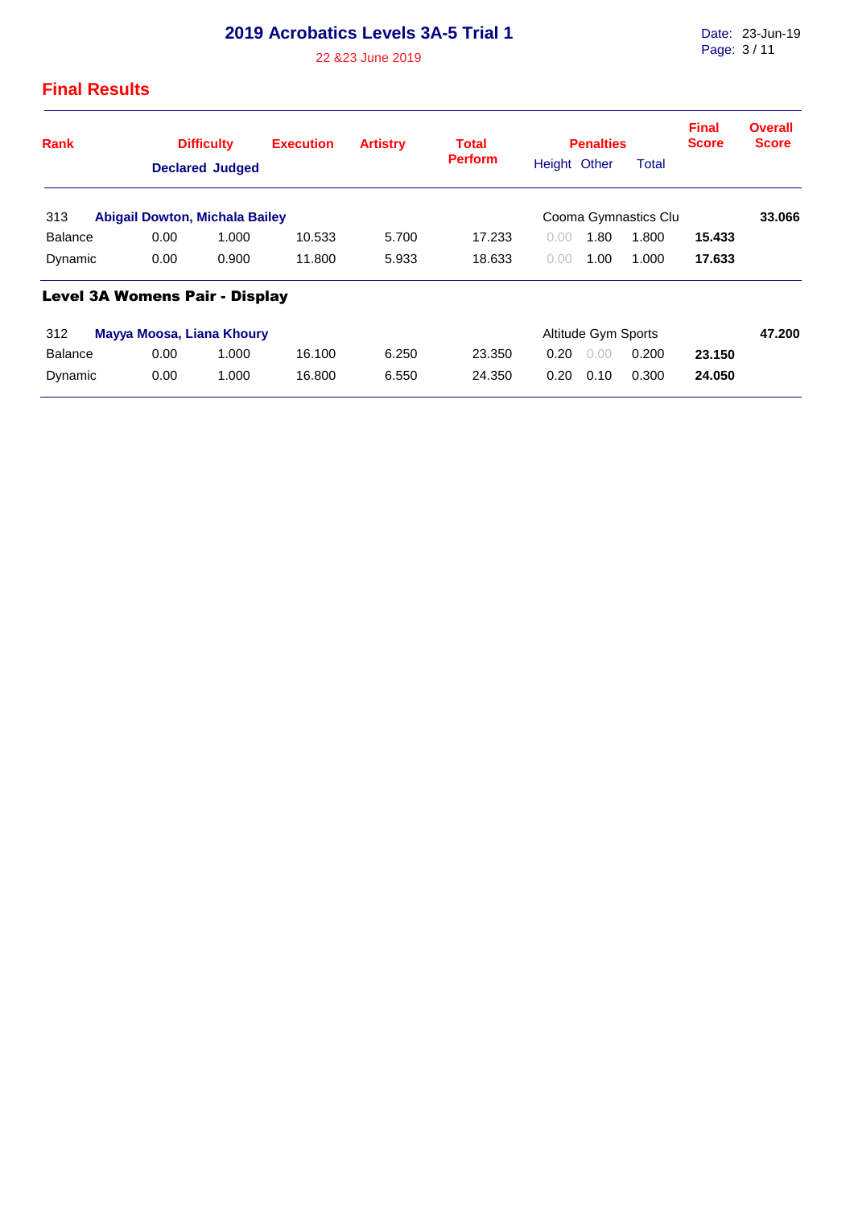# 2019 Acrobatics Levels 3A-5 Trial 1

22 &23 June 2019

Date: 23-Jun-19

## Final Results

| Rank | Difficulty | | Execution | Artistry | Total Perform | Penalties | | | Final Score | Overall Score |
|---|---|---|---|---|---|---|---|---|---|---|
| | Declared | Judged | | | | Height | Other | Total | | |
| 313 | **Abigail Dowton, Michala Bailey** | | | | | Cooma Gymnastics Clu | | | | **33.066** |
| Balance | 0.00 | 1.000 | 10.533 | 5.700 | 17.233 | 0.00 | 1.80 | 1.800 | **15.433** | |
| Dynamic | 0.00 | 0.900 | 11.800 | 5.933 | 18.633 | 0.00 | 1.00 | 1.000 | **17.633** | |

### Level 3A Womens Pair - Display

| Rank | Difficulty | | Execution | Artistry | Total Perform | Penalties | | | Final Score | Overall Score |
|---|---|---|---|---|---|---|---|---|---|---|
| | Declared | Judged | | | | Height | Other | Total | | |
| 312 | **Mayya Moosa, Liana Khoury** | | | | | Altitude Gym Sports | | | | **47.200** |
| Balance | 0.00 | 1.000 | 16.100 | 6.250 | 23.350 | 0.20 | 0.00 | 0.200 | **23.150** | |
| Dynamic | 0.00 | 1.000 | 16.800 | 6.550 | 24.350 | 0.20 | 0.10 | 0.300 | **24.050** | |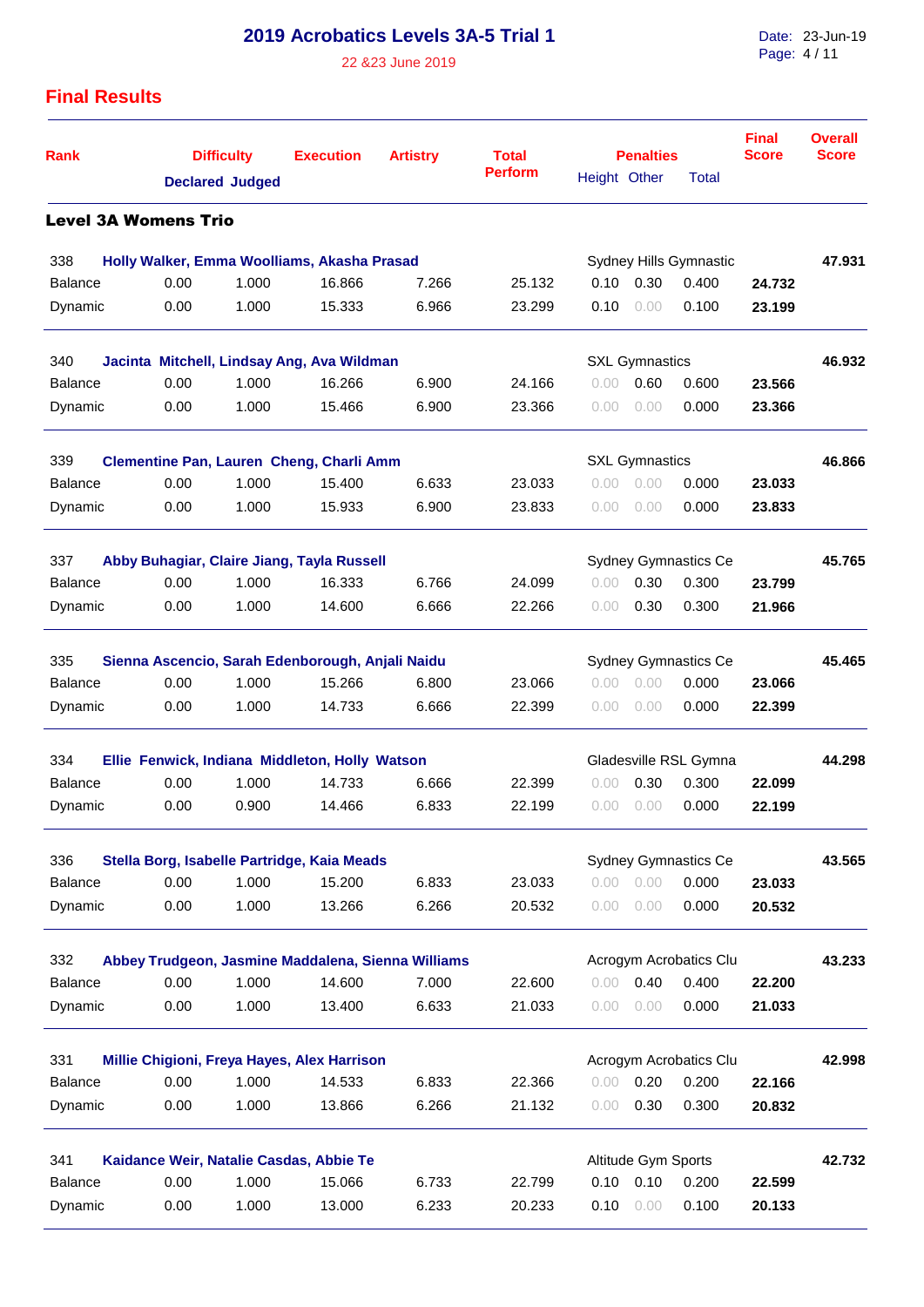# 2019 Acrobatics Levels 3A-5 Trial 1

22 &23 June 2019

Date: 23-Jun-19

## Final Results

### Level 3A Womens Trio

| Rank | Difficulty Declared | Difficulty Judged | Execution | Artistry | Total Perform | Penalties Height | Penalties Other | Penalties Total | Final Score | Overall Score |
|---|---|---|---|---|---|---|---|---|---|---|
| 338 | Holly Walker, Emma Woolliams, Akasha Prasad | | | | | Sydney Hills Gymnastic | | | | 47.931 |
| Balance | 0.00 | 1.000 | 16.866 | 7.266 | 25.132 | 0.10 | 0.30 | 0.400 | 24.732 | |
| Dynamic | 0.00 | 1.000 | 15.333 | 6.966 | 23.299 | 0.10 | 0.00 | 0.100 | 23.199 | |
| 340 | Jacinta Mitchell, Lindsay Ang, Ava Wildman | | | | | SXL Gymnastics | | | | 46.932 |
| Balance | 0.00 | 1.000 | 16.266 | 6.900 | 24.166 | 0.00 | 0.60 | 0.600 | 23.566 | |
| Dynamic | 0.00 | 1.000 | 15.466 | 6.900 | 23.366 | 0.00 | 0.00 | 0.000 | 23.366 | |
| 339 | Clementine Pan, Lauren Cheng, Charli Amm | | | | | SXL Gymnastics | | | | 46.866 |
| Balance | 0.00 | 1.000 | 15.400 | 6.633 | 23.033 | 0.00 | 0.00 | 0.000 | 23.033 | |
| Dynamic | 0.00 | 1.000 | 15.933 | 6.900 | 23.833 | 0.00 | 0.00 | 0.000 | 23.833 | |
| 337 | Abby Buhagiar, Claire Jiang, Tayla Russell | | | | | Sydney Gymnastics Ce | | | | 45.765 |
| Balance | 0.00 | 1.000 | 16.333 | 6.766 | 24.099 | 0.00 | 0.30 | 0.300 | 23.799 | |
| Dynamic | 0.00 | 1.000 | 14.600 | 6.666 | 22.266 | 0.00 | 0.30 | 0.300 | 21.966 | |
| 335 | Sienna Ascencio, Sarah Edenborough, Anjali Naidu | | | | | Sydney Gymnastics Ce | | | | 45.465 |
| Balance | 0.00 | 1.000 | 15.266 | 6.800 | 23.066 | 0.00 | 0.00 | 0.000 | 23.066 | |
| Dynamic | 0.00 | 1.000 | 14.733 | 6.666 | 22.399 | 0.00 | 0.00 | 0.000 | 22.399 | |
| 334 | Ellie Fenwick, Indiana Middleton, Holly Watson | | | | | Gladesville RSL Gymna | | | | 44.298 |
| Balance | 0.00 | 1.000 | 14.733 | 6.666 | 22.399 | 0.00 | 0.30 | 0.300 | 22.099 | |
| Dynamic | 0.00 | 0.900 | 14.466 | 6.833 | 22.199 | 0.00 | 0.00 | 0.000 | 22.199 | |
| 336 | Stella Borg, Isabelle Partridge, Kaia Meads | | | | | Sydney Gymnastics Ce | | | | 43.565 |
| Balance | 0.00 | 1.000 | 15.200 | 6.833 | 23.033 | 0.00 | 0.00 | 0.000 | 23.033 | |
| Dynamic | 0.00 | 1.000 | 13.266 | 6.266 | 20.532 | 0.00 | 0.00 | 0.000 | 20.532 | |
| 332 | Abbey Trudgeon, Jasmine Maddalena, Sienna Williams | | | | | Acrogym Acrobatics Clu | | | | 43.233 |
| Balance | 0.00 | 1.000 | 14.600 | 7.000 | 22.600 | 0.00 | 0.40 | 0.400 | 22.200 | |
| Dynamic | 0.00 | 1.000 | 13.400 | 6.633 | 21.033 | 0.00 | 0.00 | 0.000 | 21.033 | |
| 331 | Millie Chigioni, Freya Hayes, Alex Harrison | | | | | Acrogym Acrobatics Clu | | | | 42.998 |
| Balance | 0.00 | 1.000 | 14.533 | 6.833 | 22.366 | 0.00 | 0.20 | 0.200 | 22.166 | |
| Dynamic | 0.00 | 1.000 | 13.866 | 6.266 | 21.132 | 0.00 | 0.30 | 0.300 | 20.832 | |
| 341 | Kaidance Weir, Natalie Casdas, Abbie Te | | | | | Altitude Gym Sports | | | | 42.732 |
| Balance | 0.00 | 1.000 | 15.066 | 6.733 | 22.799 | 0.10 | 0.10 | 0.200 | 22.599 | |
| Dynamic | 0.00 | 1.000 | 13.000 | 6.233 | 20.233 | 0.10 | 0.00 | 0.100 | 20.133 | |